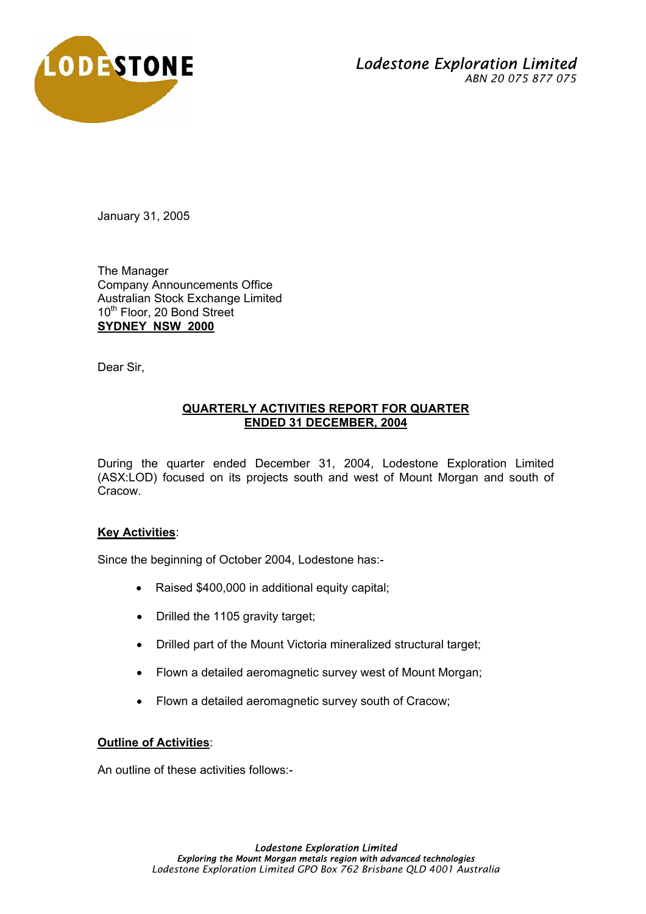**Lodestone Exploration Limited**
*ABN 20 075 877 075*

January 31, 2005

The Manager
Company Announcements Office
Australian Stock Exchange Limited
10th Floor, 20 Bond Street
**SYDNEY NSW 2000**

Dear Sir,

## QUARTERLY ACTIVITIES REPORT FOR QUARTER ENDED 31 DECEMBER, 2004

During the quarter ended December 31, 2004, Lodestone Exploration Limited (ASX:LOD) focused on its projects south and west of Mount Morgan and south of Cracow.

**Key Activities**:

Since the beginning of October 2004, Lodestone has:-

- Raised $400,000 in additional equity capital;
- Drilled the 1105 gravity target;
- Drilled part of the Mount Victoria mineralized structural target;
- Flown a detailed aeromagnetic survey west of Mount Morgan;
- Flown a detailed aeromagnetic survey south of Cracow;

**Outline of Activities**:

An outline of these activities follows:-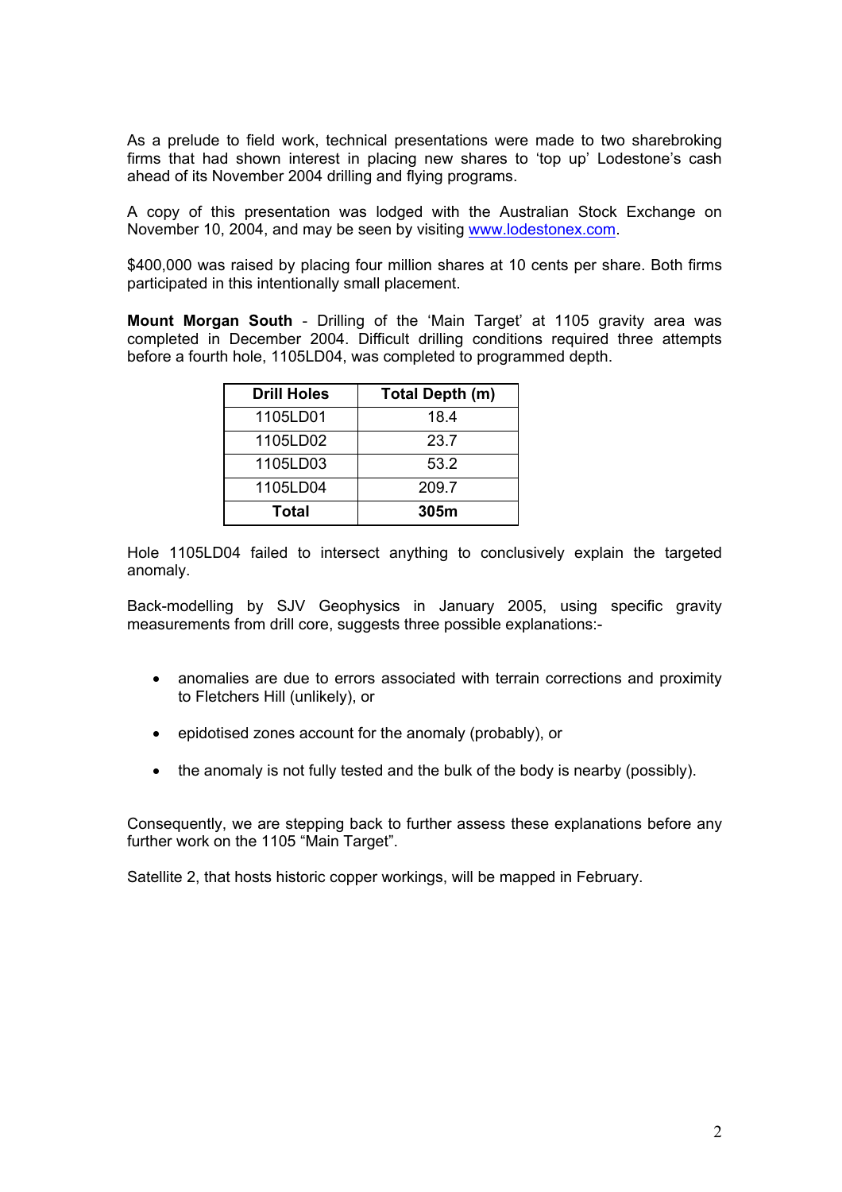As a prelude to field work, technical presentations were made to two sharebroking firms that had shown interest in placing new shares to 'top up' Lodestone's cash ahead of its November 2004 drilling and flying programs.

A copy of this presentation was lodged with the Australian Stock Exchange on November 10, 2004, and may be seen by visiting www.lodestonex.com.

$400,000 was raised by placing four million shares at 10 cents per share. Both firms participated in this intentionally small placement.

**Mount Morgan South** - Drilling of the 'Main Target' at 1105 gravity area was completed in December 2004. Difficult drilling conditions required three attempts before a fourth hole, 1105LD04, was completed to programmed depth.

| Drill Holes | Total Depth (m) |
|---|---|
| 1105LD01 | 18.4 |
| 1105LD02 | 23.7 |
| 1105LD03 | 53.2 |
| 1105LD04 | 209.7 |
| **Total** | **305m** |

Hole 1105LD04 failed to intersect anything to conclusively explain the targeted anomaly.

Back-modelling by SJV Geophysics in January 2005, using specific gravity measurements from drill core, suggests three possible explanations:-

- anomalies are due to errors associated with terrain corrections and proximity to Fletchers Hill (unlikely), or
- epidotised zones account for the anomaly (probably), or
- the anomaly is not fully tested and the bulk of the body is nearby (possibly).

Consequently, we are stepping back to further assess these explanations before any further work on the 1105 "Main Target".

Satellite 2, that hosts historic copper workings, will be mapped in February.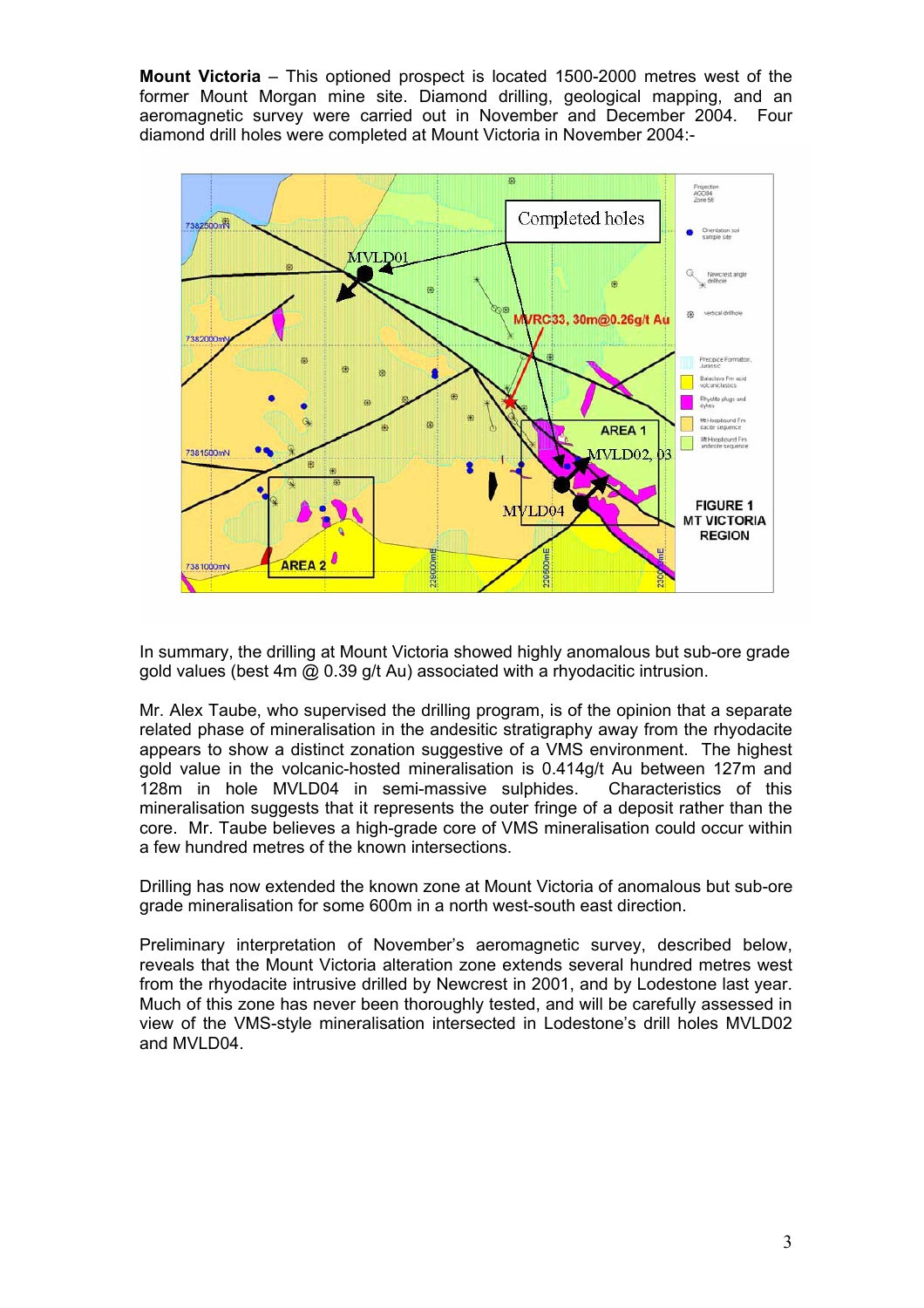**Mount Victoria** – This optioned prospect is located 1500-2000 metres west of the former Mount Morgan mine site. Diamond drilling, geological mapping, and an aeromagnetic survey were carried out in November and December 2004. Four diamond drill holes were completed at Mount Victoria in November 2004:-

In summary, the drilling at Mount Victoria showed highly anomalous but sub-ore grade gold values (best 4m @ 0.39 g/t Au) associated with a rhyodacitic intrusion.

Mr. Alex Taube, who supervised the drilling program, is of the opinion that a separate related phase of mineralisation in the andesitic stratigraphy away from the rhyodacite appears to show a distinct zonation suggestive of a VMS environment. The highest gold value in the volcanic-hosted mineralisation is 0.414g/t Au between 127m and 128m in hole MVLD04 in semi-massive sulphides. Characteristics of this mineralisation suggests that it represents the outer fringe of a deposit rather than the core. Mr. Taube believes a high-grade core of VMS mineralisation could occur within a few hundred metres of the known intersections.

Drilling has now extended the known zone at Mount Victoria of anomalous but sub-ore grade mineralisation for some 600m in a north west-south east direction.

Preliminary interpretation of November's aeromagnetic survey, described below, reveals that the Mount Victoria alteration zone extends several hundred metres west from the rhyodacite intrusive drilled by Newcrest in 2001, and by Lodestone last year. Much of this zone has never been thoroughly tested, and will be carefully assessed in view of the VMS-style mineralisation intersected in Lodestone's drill holes MVLD02 and MVLD04.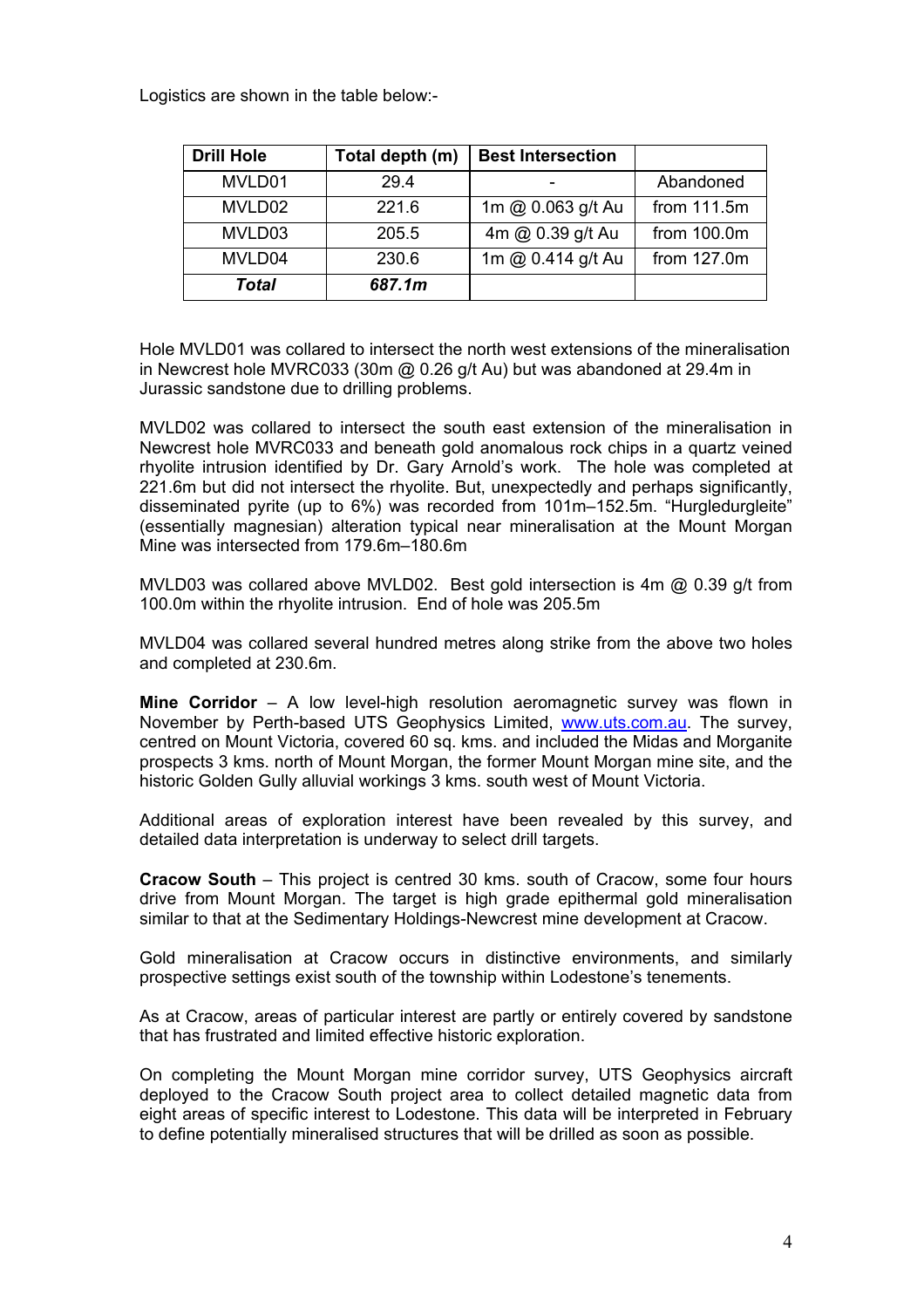Logistics are shown in the table below:-

| Drill Hole | Total depth (m) | Best Intersection | |
|---|---|---|---|
| MVLD01 | 29.4 | - | Abandoned |
| MVLD02 | 221.6 | 1m @ 0.063 g/t Au | from 111.5m |
| MVLD03 | 205.5 | 4m @ 0.39 g/t Au | from 100.0m |
| MVLD04 | 230.6 | 1m @ 0.414 g/t Au | from 127.0m |
| ***Total*** | ***687.1m*** | | |

Hole MVLD01 was collared to intersect the north west extensions of the mineralisation in Newcrest hole MVRC033 (30m @ 0.26 g/t Au) but was abandoned at 29.4m in Jurassic sandstone due to drilling problems.

MVLD02 was collared to intersect the south east extension of the mineralisation in Newcrest hole MVRC033 and beneath gold anomalous rock chips in a quartz veined rhyolite intrusion identified by Dr. Gary Arnold's work. The hole was completed at 221.6m but did not intersect the rhyolite. But, unexpectedly and perhaps significantly, disseminated pyrite (up to 6%) was recorded from 101m–152.5m. "Hurgledurgleite" (essentially magnesian) alteration typical near mineralisation at the Mount Morgan Mine was intersected from 179.6m–180.6m

MVLD03 was collared above MVLD02. Best gold intersection is 4m @ 0.39 g/t from 100.0m within the rhyolite intrusion. End of hole was 205.5m

MVLD04 was collared several hundred metres along strike from the above two holes and completed at 230.6m.

**Mine Corridor** – A low level-high resolution aeromagnetic survey was flown in November by Perth-based UTS Geophysics Limited, www.uts.com.au. The survey, centred on Mount Victoria, covered 60 sq. kms. and included the Midas and Morganite prospects 3 kms. north of Mount Morgan, the former Mount Morgan mine site, and the historic Golden Gully alluvial workings 3 kms. south west of Mount Victoria.

Additional areas of exploration interest have been revealed by this survey, and detailed data interpretation is underway to select drill targets.

**Cracow South** – This project is centred 30 kms. south of Cracow, some four hours drive from Mount Morgan. The target is high grade epithermal gold mineralisation similar to that at the Sedimentary Holdings-Newcrest mine development at Cracow.

Gold mineralisation at Cracow occurs in distinctive environments, and similarly prospective settings exist south of the township within Lodestone's tenements.

As at Cracow, areas of particular interest are partly or entirely covered by sandstone that has frustrated and limited effective historic exploration.

On completing the Mount Morgan mine corridor survey, UTS Geophysics aircraft deployed to the Cracow South project area to collect detailed magnetic data from eight areas of specific interest to Lodestone. This data will be interpreted in February to define potentially mineralised structures that will be drilled as soon as possible.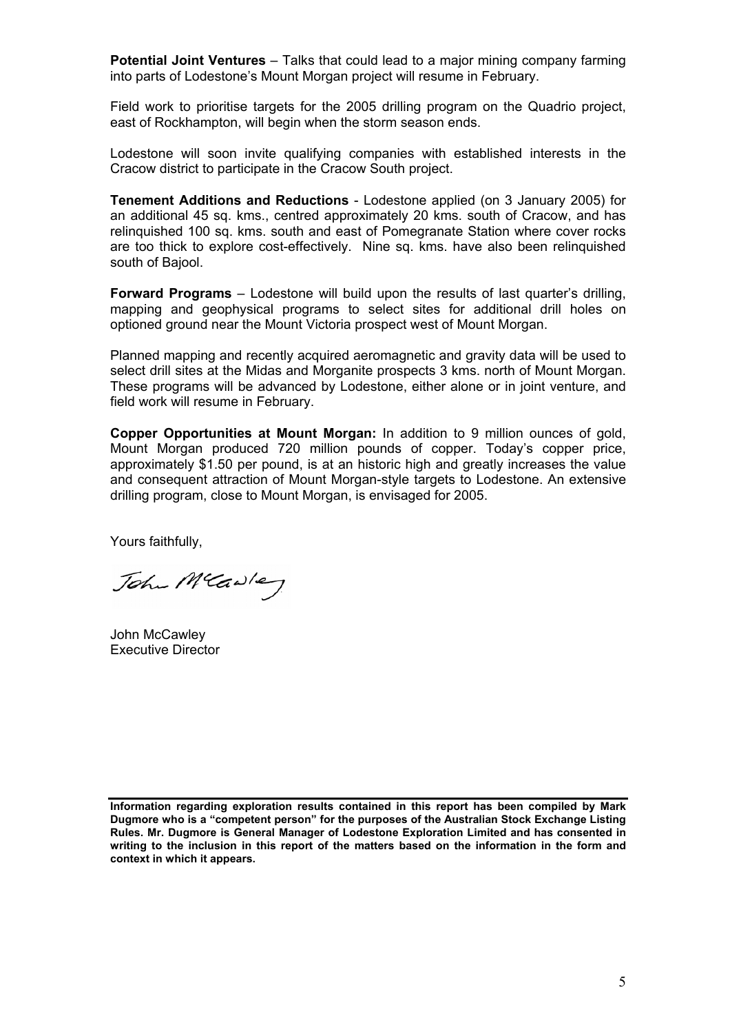**Potential Joint Ventures** – Talks that could lead to a major mining company farming into parts of Lodestone's Mount Morgan project will resume in February.

Field work to prioritise targets for the 2005 drilling program on the Quadrio project, east of Rockhampton, will begin when the storm season ends.

Lodestone will soon invite qualifying companies with established interests in the Cracow district to participate in the Cracow South project.

**Tenement Additions and Reductions** - Lodestone applied (on 3 January 2005) for an additional 45 sq. kms., centred approximately 20 kms. south of Cracow, and has relinquished 100 sq. kms. south and east of Pomegranate Station where cover rocks are too thick to explore cost-effectively. Nine sq. kms. have also been relinquished south of Bajool.

**Forward Programs** – Lodestone will build upon the results of last quarter's drilling, mapping and geophysical programs to select sites for additional drill holes on optioned ground near the Mount Victoria prospect west of Mount Morgan.

Planned mapping and recently acquired aeromagnetic and gravity data will be used to select drill sites at the Midas and Morganite prospects 3 kms. north of Mount Morgan. These programs will be advanced by Lodestone, either alone or in joint venture, and field work will resume in February.

**Copper Opportunities at Mount Morgan:** In addition to 9 million ounces of gold, Mount Morgan produced 720 million pounds of copper. Today's copper price, approximately $1.50 per pound, is at an historic high and greatly increases the value and consequent attraction of Mount Morgan-style targets to Lodestone. An extensive drilling program, close to Mount Morgan, is envisaged for 2005.

Yours faithfully,

John McCawley

John McCawley
Executive Director

**Information regarding exploration results contained in this report has been compiled by Mark Dugmore who is a "competent person" for the purposes of the Australian Stock Exchange Listing Rules. Mr. Dugmore is General Manager of Lodestone Exploration Limited and has consented in writing to the inclusion in this report of the matters based on the information in the form and context in which it appears.**